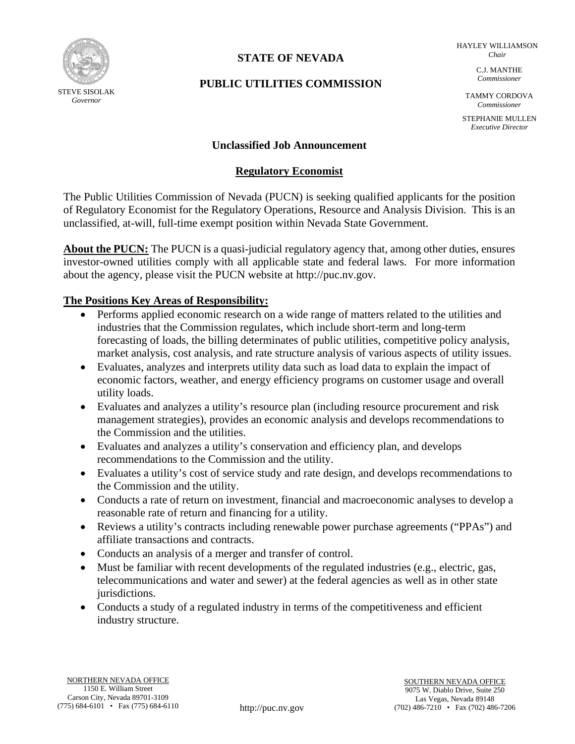STEVE SISOLAK
*Governor*

**STATE OF NEVADA**

**PUBLIC UTILITIES COMMISSION**

HAYLEY WILLIAMSON
*Chair*

C.J. MANTHE
*Commissioner*

TAMMY CORDOVA
*Commissioner*

STEPHANIE MULLEN
*Executive Director*

## Unclassified Job Announcement

## Regulatory Economist

The Public Utilities Commission of Nevada (PUCN) is seeking qualified applicants for the position of Regulatory Economist for the Regulatory Operations, Resource and Analysis Division. This is an unclassified, at-will, full-time exempt position within Nevada State Government.

**About the PUCN:** The PUCN is a quasi-judicial regulatory agency that, among other duties, ensures investor-owned utilities comply with all applicable state and federal laws. For more information about the agency, please visit the PUCN website at http://puc.nv.gov.

**The Positions Key Areas of Responsibility:**

- Performs applied economic research on a wide range of matters related to the utilities and industries that the Commission regulates, which include short-term and long-term forecasting of loads, the billing determinates of public utilities, competitive policy analysis, market analysis, cost analysis, and rate structure analysis of various aspects of utility issues.
- Evaluates, analyzes and interprets utility data such as load data to explain the impact of economic factors, weather, and energy efficiency programs on customer usage and overall utility loads.
- Evaluates and analyzes a utility's resource plan (including resource procurement and risk management strategies), provides an economic analysis and develops recommendations to the Commission and the utilities.
- Evaluates and analyzes a utility's conservation and efficiency plan, and develops recommendations to the Commission and the utility.
- Evaluates a utility's cost of service study and rate design, and develops recommendations to the Commission and the utility.
- Conducts a rate of return on investment, financial and macroeconomic analyses to develop a reasonable rate of return and financing for a utility.
- Reviews a utility's contracts including renewable power purchase agreements ("PPAs") and affiliate transactions and contracts.
- Conducts an analysis of a merger and transfer of control.
- Must be familiar with recent developments of the regulated industries (e.g., electric, gas, telecommunications and water and sewer) at the federal agencies as well as in other state jurisdictions.
- Conducts a study of a regulated industry in terms of the competitiveness and efficient industry structure.

NORTHERN NEVADA OFFICE
1150 E. William Street
Carson City, Nevada 89701-3109
(775) 684-6101 • Fax (775) 684-6110

http://puc.nv.gov

SOUTHERN NEVADA OFFICE
9075 W. Diablo Drive, Suite 250
Las Vegas, Nevada 89148
(702) 486-7210 • Fax (702) 486-7206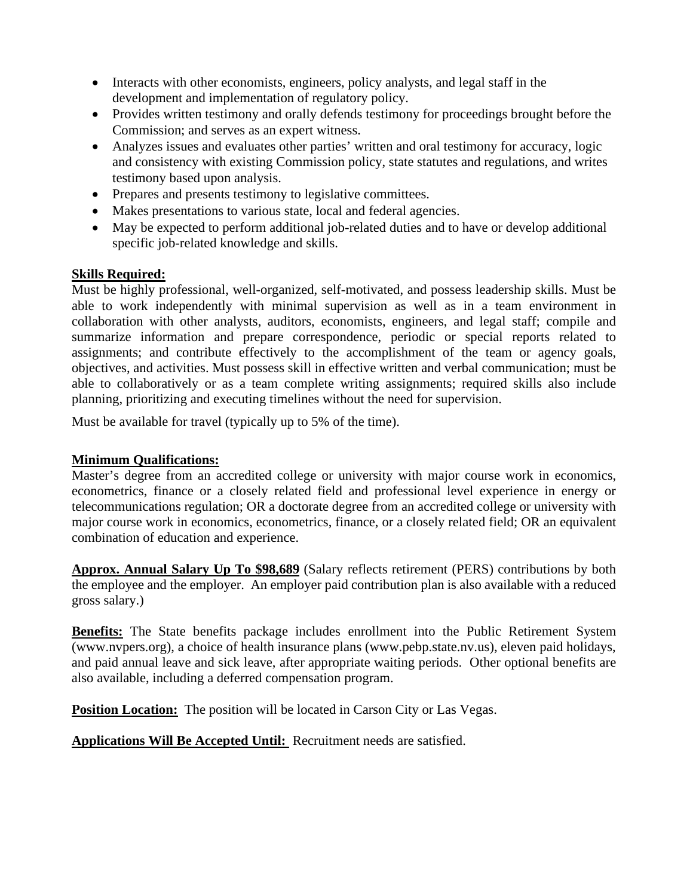- Interacts with other economists, engineers, policy analysts, and legal staff in the development and implementation of regulatory policy.
- Provides written testimony and orally defends testimony for proceedings brought before the Commission; and serves as an expert witness.
- Analyzes issues and evaluates other parties' written and oral testimony for accuracy, logic and consistency with existing Commission policy, state statutes and regulations, and writes testimony based upon analysis.
- Prepares and presents testimony to legislative committees.
- Makes presentations to various state, local and federal agencies.
- May be expected to perform additional job-related duties and to have or develop additional specific job-related knowledge and skills.

**Skills Required:**

Must be highly professional, well-organized, self-motivated, and possess leadership skills. Must be able to work independently with minimal supervision as well as in a team environment in collaboration with other analysts, auditors, economists, engineers, and legal staff; compile and summarize information and prepare correspondence, periodic or special reports related to assignments; and contribute effectively to the accomplishment of the team or agency goals, objectives, and activities. Must possess skill in effective written and verbal communication; must be able to collaboratively or as a team complete writing assignments; required skills also include planning, prioritizing and executing timelines without the need for supervision.

Must be available for travel (typically up to 5% of the time).

**Minimum Qualifications:**

Master's degree from an accredited college or university with major course work in economics, econometrics, finance or a closely related field and professional level experience in energy or telecommunications regulation; OR a doctorate degree from an accredited college or university with major course work in economics, econometrics, finance, or a closely related field; OR an equivalent combination of education and experience.

**Approx. Annual Salary Up To $98,689** (Salary reflects retirement (PERS) contributions by both the employee and the employer. An employer paid contribution plan is also available with a reduced gross salary.)

**Benefits:** The State benefits package includes enrollment into the Public Retirement System (www.nvpers.org), a choice of health insurance plans (www.pebp.state.nv.us), eleven paid holidays, and paid annual leave and sick leave, after appropriate waiting periods. Other optional benefits are also available, including a deferred compensation program.

**Position Location:** The position will be located in Carson City or Las Vegas.

**Applications Will Be Accepted Until:** Recruitment needs are satisfied.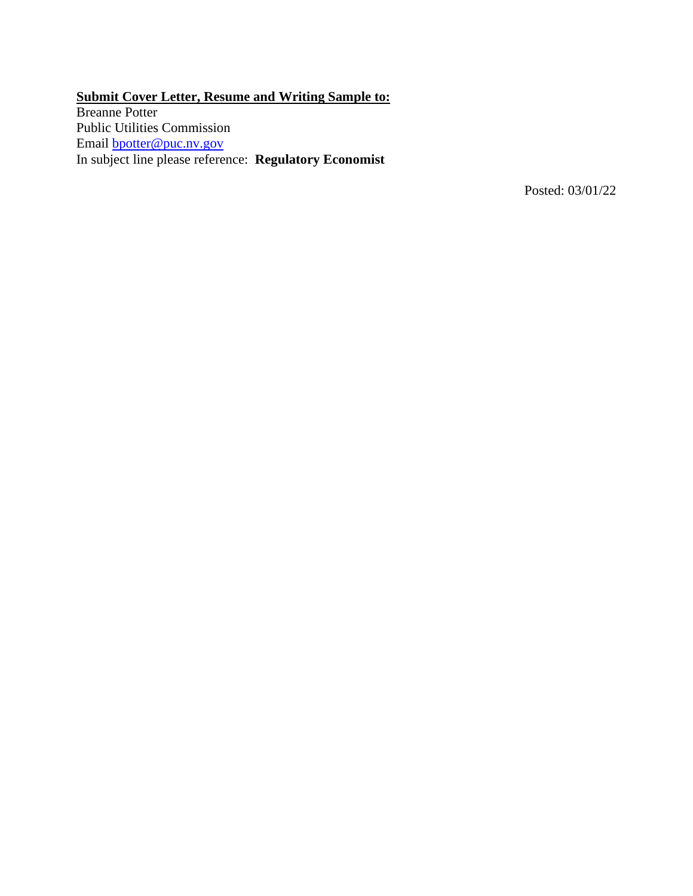**<u>Submit Cover Letter, Resume and Writing Sample to:</u>**

Breanne Potter
Public Utilities Commission
Email [bpotter@puc.nv.gov](mailto:bpotter@puc.nv.gov)
In subject line please reference: **Regulatory Economist**

Posted: 03/01/22